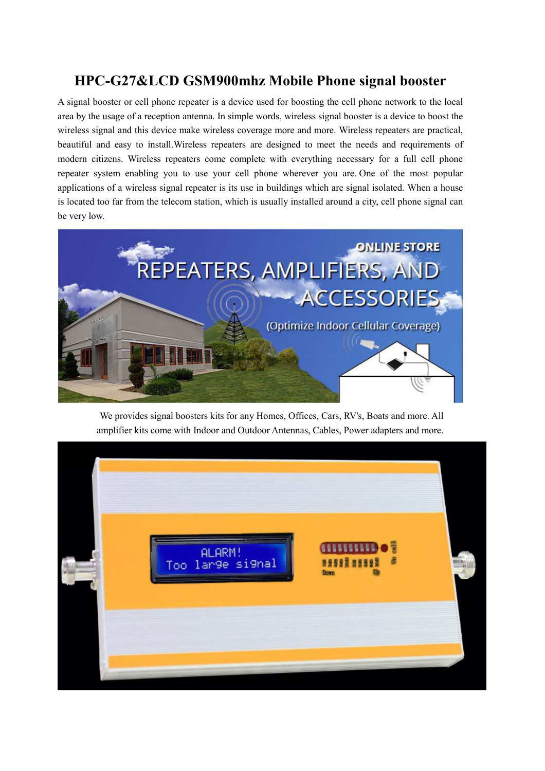# HPC-G27&LCD GSM900mhz Mobile Phone signal booster

A signal booster or cell phone repeater is a device used for boosting the cell phone network to the local area by the usage of a reception antenna. In simple words, wireless signal booster is a device to boost the wireless signal and this device make wireless coverage more and more. Wireless repeaters are practical, beautiful and easy to install.Wireless repeaters are designed to meet the needs and requirements of modern citizens. Wireless repeaters come complete with everything necessary for a full cell phone repeater system enabling you to use your cell phone wherever you are. One of the most popular applications of a wireless signal repeater is its use in buildings which are signal isolated. When a house is located too far from the telecom station, which is usually installed around a city, cell phone signal can be very low.

We provides signal boosters kits for any Homes, Offices, Cars, RV's, Boats and more. All amplifier kits come with Indoor and Outdoor Antennas, Cables, Power adapters and more.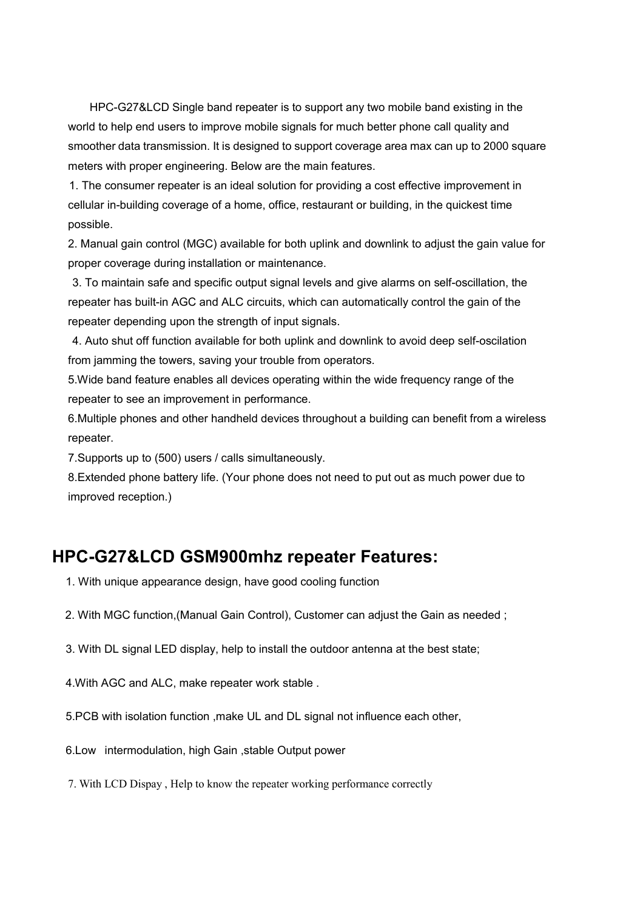HPC-G27&LCD Single band repeater is to support any two mobile band existing in the world to help end users to improve mobile signals for much better phone call quality and smoother data transmission. It is designed to support coverage area max can up to 2000 square meters with proper engineering. Below are the main features.

1. The consumer repeater is an ideal solution for providing a cost effective improvement in cellular in-building coverage of a home, office, restaurant or building, in the quickest time possible.
2. Manual gain control (MGC) available for both uplink and downlink to adjust the gain value for proper coverage during installation or maintenance.
3. To maintain safe and specific output signal levels and give alarms on self-oscillation, the repeater has built-in AGC and ALC circuits, which can automatically control the gain of the repeater depending upon the strength of input signals.
4. Auto shut off function available for both uplink and downlink to avoid deep self-oscilation from jamming the towers, saving your trouble from operators.
5. Wide band feature enables all devices operating within the wide frequency range of the repeater to see an improvement in performance.
6. Multiple phones and other handheld devices throughout a building can benefit from a wireless repeater.
7. Supports up to (500) users / calls simultaneously.
8. Extended phone battery life. (Your phone does not need to put out as much power due to improved reception.)

## HPC-G27&LCD GSM900mhz repeater Features:

1. With unique appearance design, have good cooling function
2. With MGC function,(Manual Gain Control), Customer can adjust the Gain as needed ;
3. With DL signal LED display, help to install the outdoor antenna at the best state;
4. With AGC and ALC, make repeater work stable .
5. PCB with isolation function ,make UL and DL signal not influence each other,
6. Low intermodulation, high Gain ,stable Output power
7. With LCD Dispay , Help to know the repeater working performance correctly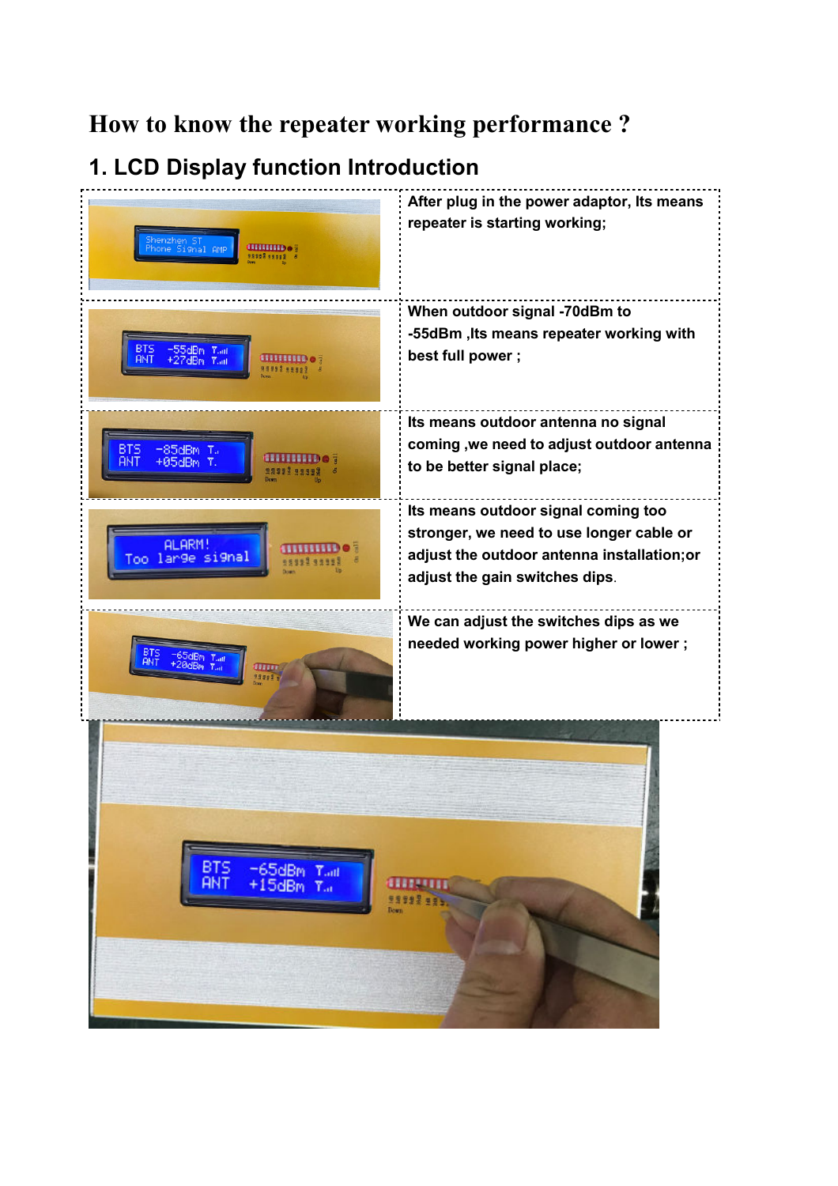# How to know the repeater working performance ?

## 1. LCD Display function Introduction

| | |
|---|---|
| | **After plug in the power adaptor, Its means repeater is starting working;** |
| | **When outdoor signal -70dBm to -55dBm ,Its means repeater working with best full power ;** |
| | **Its means outdoor antenna no signal coming ,we need to adjust outdoor antenna to be better signal place;** |
| | **Its means outdoor signal coming too stronger, we need to use longer cable or adjust the outdoor antenna installation;or adjust the gain switches dips.** |
| | **We can adjust the switches dips as we needed working power higher or lower ;** |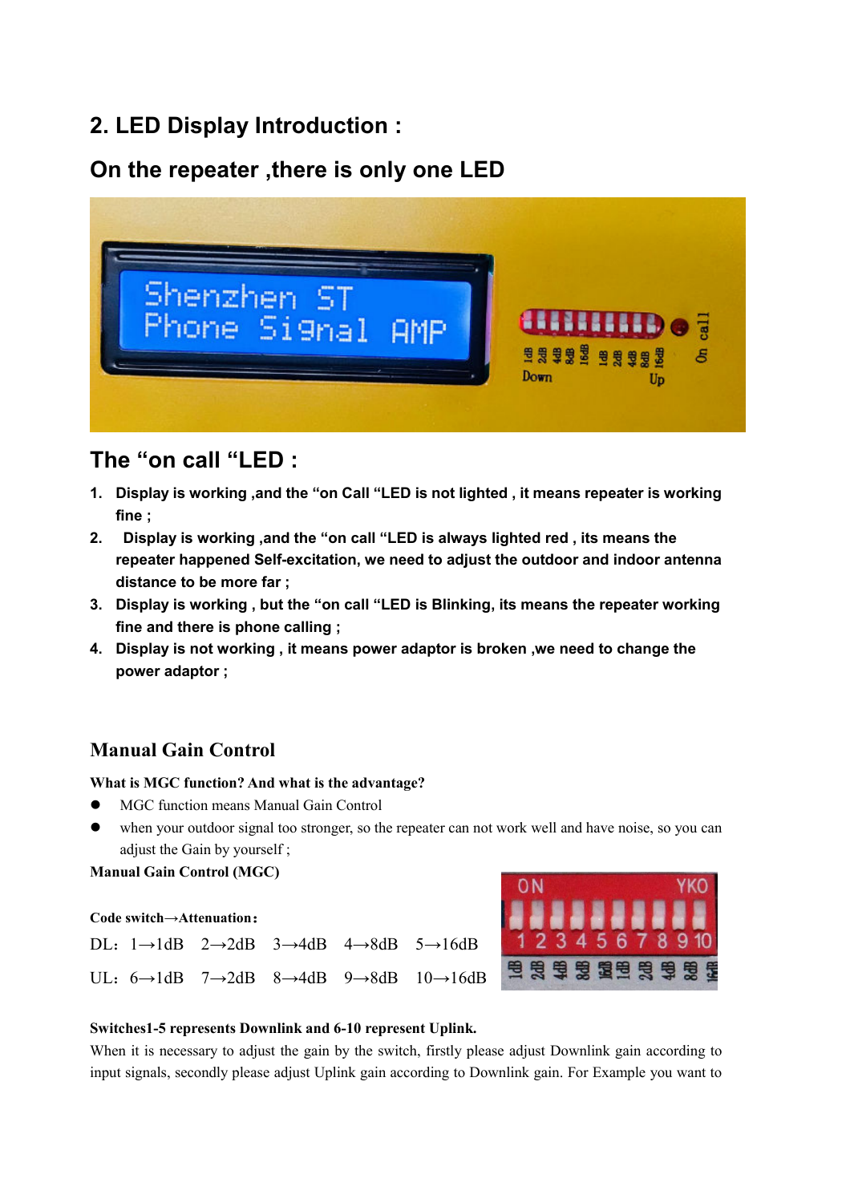## 2. LED Display Introduction :

### On the repeater ,there is only one LED

### The "on call "LED :

1. **Display is working ,and the "on Call "LED is not lighted , it means repeater is working fine ;**
2. **Display is working ,and the "on call "LED is always lighted red , its means the repeater happened Self-excitation, we need to adjust the outdoor and indoor antenna distance to be more far ;**
3. **Display is working , but the "on call "LED is Blinking, its means the repeater working fine and there is phone calling ;**
4. **Display is not working , it means power adaptor is broken ,we need to change the power adaptor ;**

### Manual Gain Control

**What is MGC function? And what is the advantage?**

- MGC function means Manual Gain Control
- when your outdoor signal too stronger, so the repeater can not work well and have noise, so you can adjust the Gain by yourself ;

**Manual Gain Control (MGC)**

**Code switch→Attenuation：**

DL：1→1dB 2→2dB 3→4dB 4→8dB 5→16dB

UL：6→1dB 7→2dB 8→4dB 9→8dB 10→16dB

**Switches1-5 represents Downlink and 6-10 represent Uplink.**

When it is necessary to adjust the gain by the switch, firstly please adjust Downlink gain according to input signals, secondly please adjust Uplink gain according to Downlink gain. For Example you want to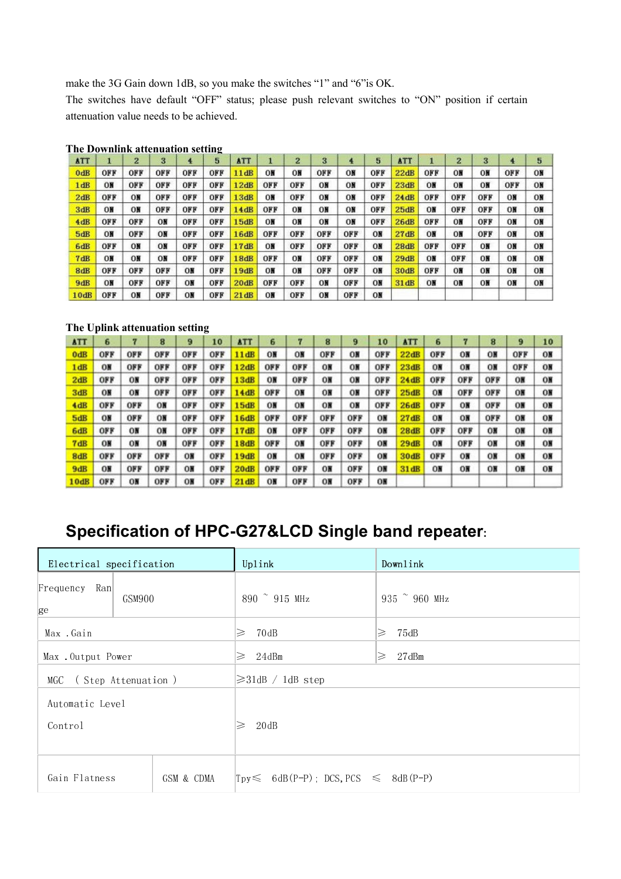make the 3G Gain down 1dB, so you make the switches "1" and "6"is OK.

The switches have default "OFF" status; please push relevant switches to "ON" position if certain attenuation value needs to be achieved.

**The Downlink attenuation setting**

| ATT | 1 | 2 | 3 | 4 | 5 | ATT | 1 | 2 | 3 | 4 | 5 | ATT | 1 | 2 | 3 | 4 | 5 |
|---|---|---|---|---|---|---|---|---|---|---|---|---|---|---|---|---|---|
| 0dB | OFF | OFF | OFF | OFF | OFF | 11dB | ON | ON | OFF | ON | OFF | 22dB | OFF | ON | ON | OFF | ON |
| 1dB | ON | OFF | OFF | OFF | OFF | 12dB | OFF | OFF | ON | ON | OFF | 23dB | ON | ON | ON | OFF | ON |
| 2dB | OFF | ON | OFF | OFF | OFF | 13dB | ON | OFF | ON | ON | OFF | 24dB | OFF | OFF | OFF | ON | ON |
| 3dB | ON | ON | OFF | OFF | OFF | 14dB | OFF | ON | ON | ON | OFF | 25dB | ON | OFF | OFF | ON | ON |
| 4dB | OFF | OFF | ON | OFF | OFF | 15dB | ON | ON | ON | ON | OFF | 26dB | OFF | ON | OFF | ON | ON |
| 5dB | ON | OFF | ON | OFF | OFF | 16dB | OFF | OFF | OFF | OFF | ON | 27dB | ON | ON | OFF | ON | ON |
| 6dB | OFF | ON | ON | OFF | OFF | 17dB | ON | OFF | OFF | OFF | ON | 28dB | OFF | OFF | ON | ON | ON |
| 7dB | ON | ON | ON | OFF | OFF | 18dB | OFF | ON | OFF | OFF | ON | 29dB | ON | OFF | ON | ON | ON |
| 8dB | OFF | OFF | OFF | ON | OFF | 19dB | ON | ON | OFF | OFF | ON | 30dB | OFF | ON | ON | ON | ON |
| 9dB | ON | OFF | OFF | ON | OFF | 20dB | OFF | OFF | ON | OFF | ON | 31dB | ON | ON | ON | ON | ON |
| 10dB | OFF | ON | OFF | ON | OFF | 21dB | ON | OFF | ON | OFF | ON | | | | | | |

**The Uplink attenuation setting**

| ATT | 6 | 7 | 8 | 9 | 10 | ATT | 6 | 7 | 8 | 9 | 10 | ATT | 6 | 7 | 8 | 9 | 10 |
|---|---|---|---|---|---|---|---|---|---|---|---|---|---|---|---|---|---|
| 0dB | OFF | OFF | OFF | OFF | OFF | 11dB | ON | ON | OFF | ON | OFF | 22dB | OFF | ON | ON | OFF | ON |
| 1dB | ON | OFF | OFF | OFF | OFF | 12dB | OFF | OFF | ON | ON | OFF | 23dB | ON | ON | ON | OFF | ON |
| 2dB | OFF | ON | OFF | OFF | OFF | 13dB | ON | OFF | ON | ON | OFF | 24dB | OFF | OFF | OFF | ON | ON |
| 3dB | ON | ON | OFF | OFF | OFF | 14dB | OFF | ON | ON | ON | OFF | 25dB | ON | OFF | OFF | ON | ON |
| 4dB | OFF | OFF | ON | OFF | OFF | 15dB | ON | ON | ON | ON | OFF | 26dB | OFF | ON | OFF | ON | ON |
| 5dB | ON | OFF | ON | OFF | OFF | 16dB | OFF | OFF | OFF | OFF | ON | 27dB | ON | ON | OFF | ON | ON |
| 6dB | OFF | ON | ON | OFF | OFF | 17dB | ON | OFF | OFF | OFF | ON | 28dB | OFF | OFF | ON | ON | ON |
| 7dB | ON | ON | ON | OFF | OFF | 18dB | OFF | ON | OFF | OFF | ON | 29dB | ON | OFF | ON | ON | ON |
| 8dB | OFF | OFF | OFF | ON | OFF | 19dB | ON | ON | OFF | OFF | ON | 30dB | OFF | ON | ON | ON | ON |
| 9dB | ON | OFF | OFF | ON | OFF | 20dB | OFF | OFF | ON | OFF | ON | 31dB | ON | ON | ON | ON | ON |
| 10dB | OFF | ON | OFF | ON | OFF | 21dB | ON | OFF | ON | OFF | ON | | | | | | |

# Specification of HPC-G27&LCD Single band repeater:

| Electrical specification | | Uplink | Downlink |
|---|---|---|---|
| Frequency Range | GSM900 | 890 ~ 915 MHz | 935 ~ 960 MHz |
| Max .Gain | | ≥ 70dB | ≥ 75dB |
| Max .Output Power | | ≥ 24dBm | ≥ 27dBm |
| MGC （Step Attenuation） | | ≥31dB / 1dB step | |
| Automatic Level Control | | ≥ 20dB | |
| Gain Flatness | GSM & CDMA | Tpy≤ 6dB(P-P)； DCS,PCS ≤ 8dB(P-P) | |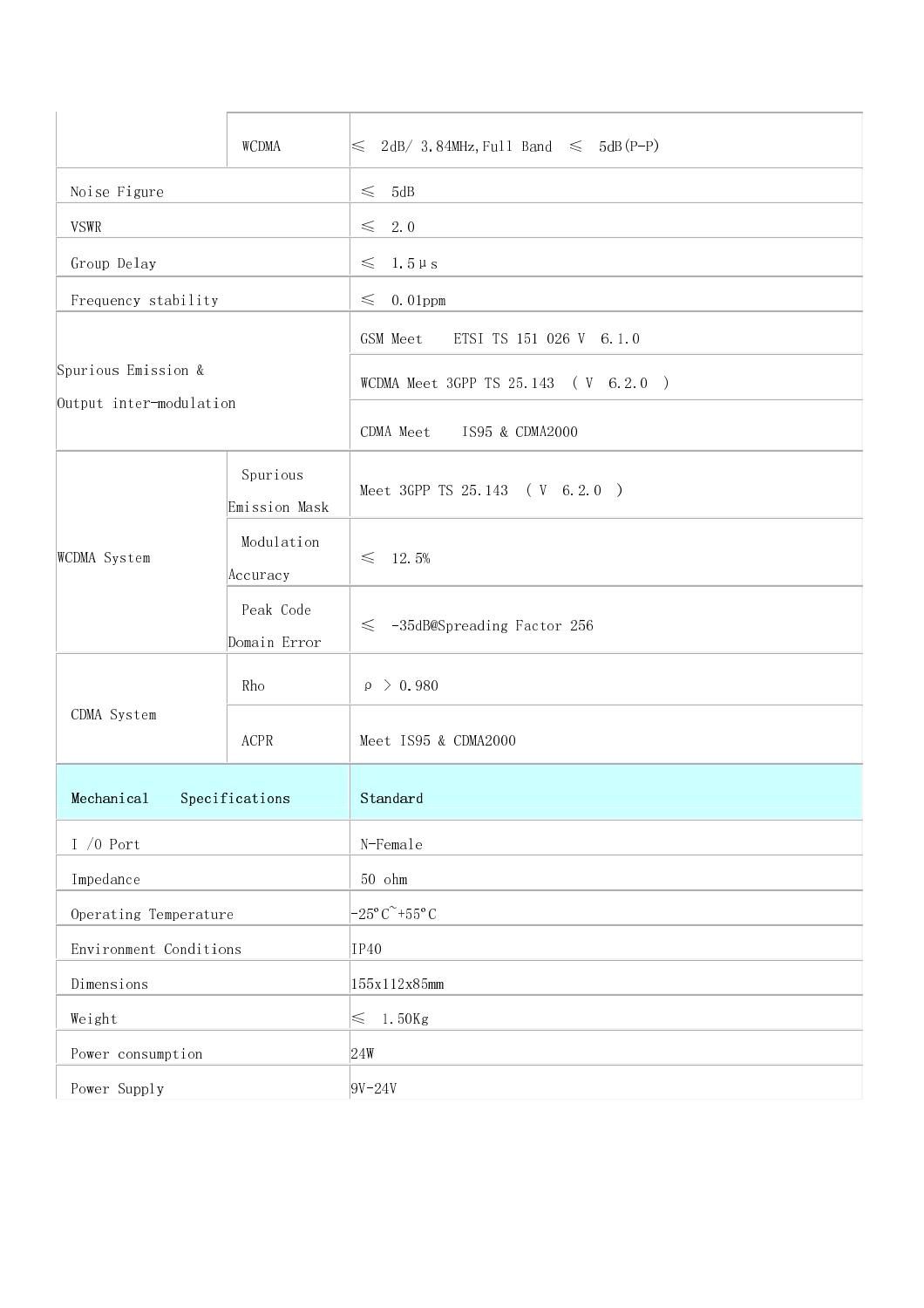| | | |
|---|---|---|
| | WCDMA | ≤ 2dB/ 3.84MHz,Full Band ≤ 5dB(P-P) |
| Noise Figure | | ≤ 5dB |
| VSWR | | ≤ 2.0 |
| Group Delay | | ≤ 1.5μs |
| Frequency stability | | ≤ 0.01ppm |
| Spurious Emission & Output inter-modulation | | GSM Meet ETSI TS 151 026 V 6.1.0 |
| | | WCDMA Meet 3GPP TS 25.143 ( V 6.2.0 ) |
| | | CDMA Meet IS95 & CDMA2000 |
| WCDMA System | Spurious Emission Mask | Meet 3GPP TS 25.143 ( V 6.2.0 ) |
| | Modulation Accuracy | ≤ 12.5% |
| | Peak Code Domain Error | ≤ -35dB@Spreading Factor 256 |
| CDMA System | Rho | ρ > 0.980 |
| | ACPR | Meet IS95 & CDMA2000 |
| **Mechanical Specifications** | | **Standard** |
| I /0 Port | | N-Female |
| Impedance | | 50 ohm |
| Operating Temperature | | -25°C~+55°C |
| Environment Conditions | | IP40 |
| Dimensions | | 155x112x85mm |
| Weight | | ≤ 1.50Kg |
| Power consumption | | 24W |
| Power Supply | | 9V-24V |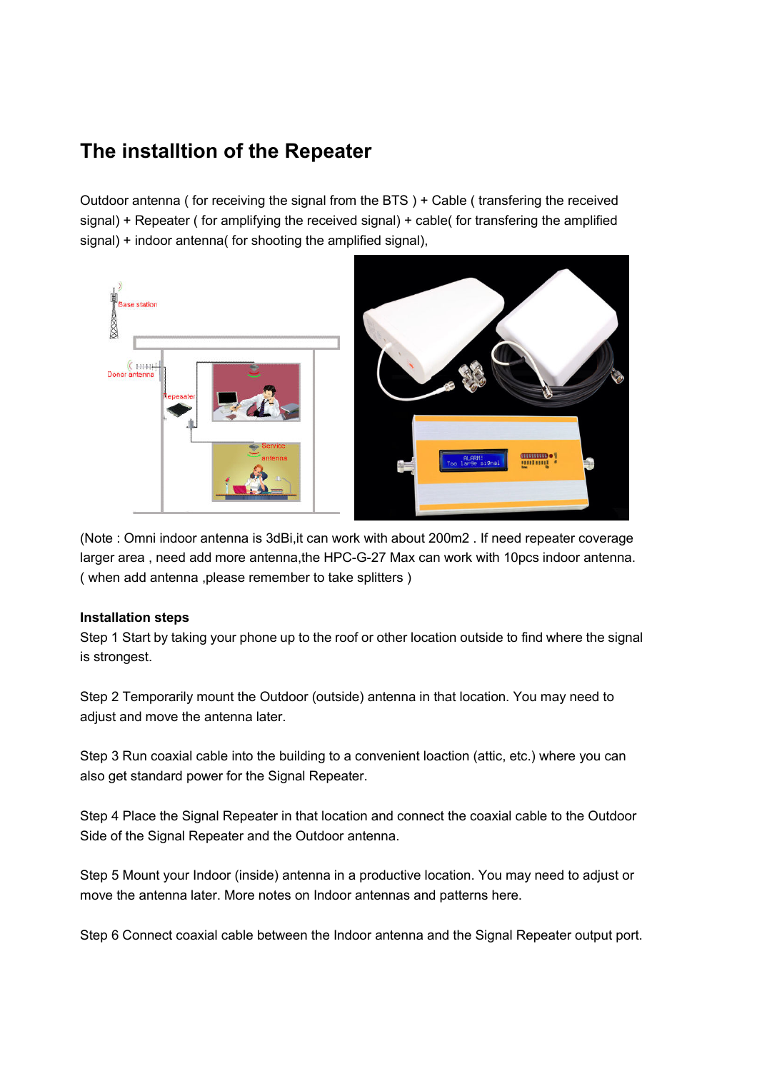# The installtion of the Repeater

Outdoor antenna ( for receiving the signal from the BTS ) + Cable ( transfering the received signal) + Repeater ( for amplifying the received signal) + cable( for transfering the amplified signal) + indoor antenna( for shooting the amplified signal),

(Note : Omni indoor antenna is 3dBi,it can work with about 200m2 . If need repeater coverage larger area , need add more antenna,the HPC-G-27 Max can work with 10pcs indoor antenna. ( when add antenna ,please remember to take splitters )

**Installation steps**

Step 1 Start by taking your phone up to the roof or other location outside to find where the signal is strongest.

Step 2 Temporarily mount the Outdoor (outside) antenna in that location. You may need to adjust and move the antenna later.

Step 3 Run coaxial cable into the building to a convenient loaction (attic, etc.) where you can also get standard power for the Signal Repeater.

Step 4 Place the Signal Repeater in that location and connect the coaxial cable to the Outdoor Side of the Signal Repeater and the Outdoor antenna.

Step 5 Mount your Indoor (inside) antenna in a productive location. You may need to adjust or move the antenna later. More notes on Indoor antennas and patterns here.

Step 6 Connect coaxial cable between the Indoor antenna and the Signal Repeater output port.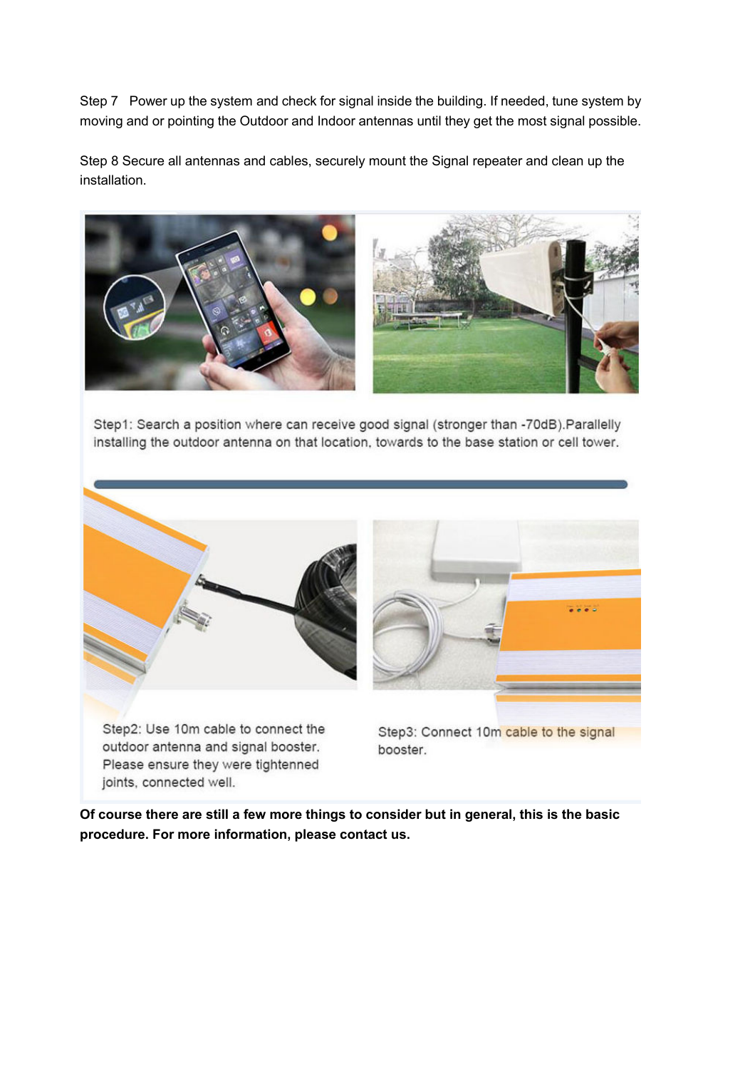Step 7 Power up the system and check for signal inside the building. If needed, tune system by moving and or pointing the Outdoor and Indoor antennas until they get the most signal possible.

Step 8 Secure all antennas and cables, securely mount the Signal repeater and clean up the installation.

Step1: Search a position where can receive good signal (stronger than -70dB).Parallelly installing the outdoor antenna on that location, towards to the base station or cell tower.

Step2: Use 10m cable to connect the outdoor antenna and signal booster. Please ensure they were tightenned joints, connected well.

Step3: Connect 10m cable to the signal booster.

**Of course there are still a few more things to consider but in general, this is the basic procedure. For more information, please contact us.**